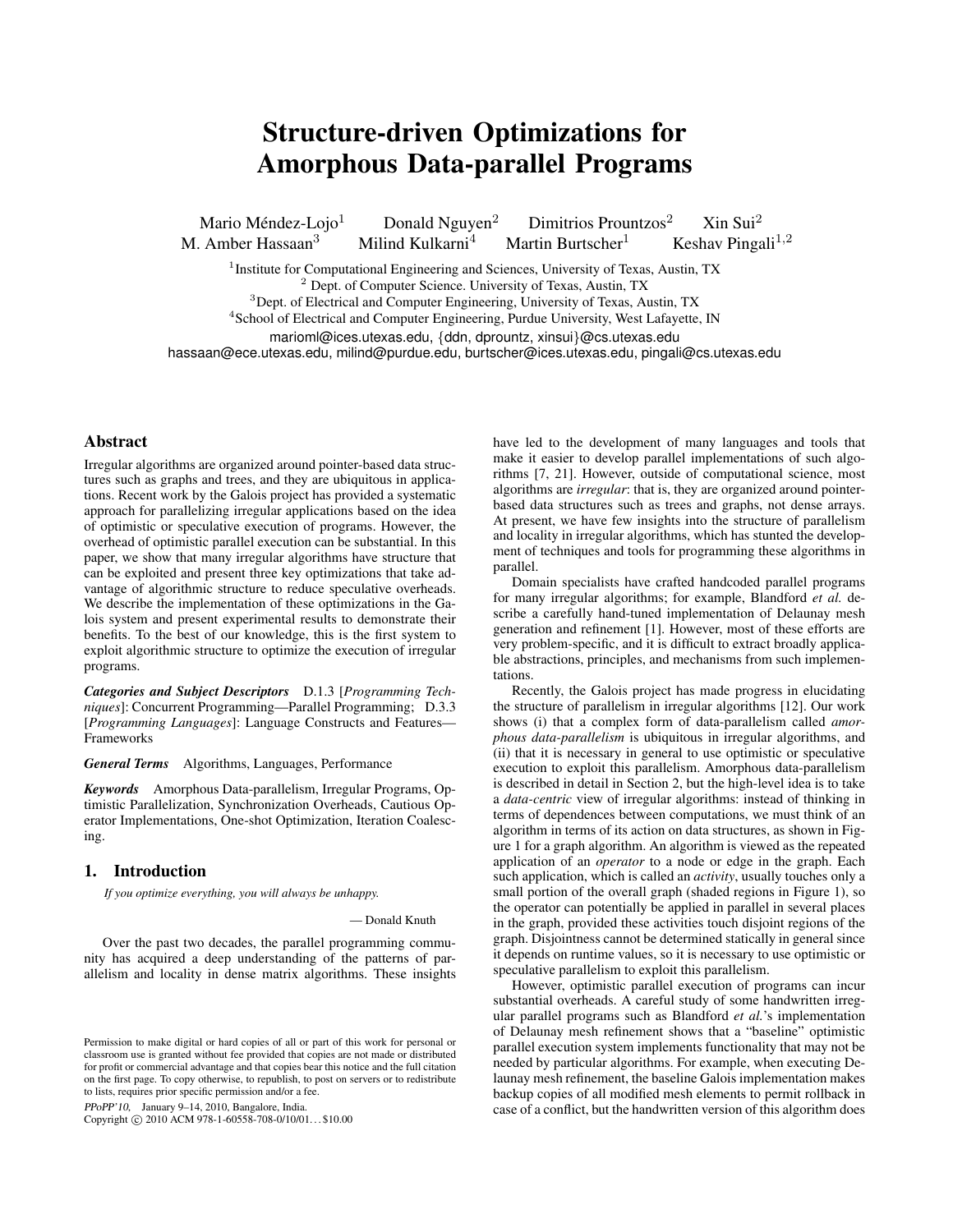# Structure-driven Optimizations for Amorphous Data-parallel Programs

Mario Méndez-Lojo[1] Donald Nguyen[2] Dimitrios Prountzos[2] Xin Sui[2]
M. Amber Hassaan[3] Milind Kulkarni[4] Martin Burtscher[1] Keshav Pingali[1,2]

[1]Institute for Computational Engineering and Sciences, University of Texas, Austin, TX
[2] Dept. of Computer Science. University of Texas, Austin, TX
[3]Dept. of Electrical and Computer Engineering, University of Texas, Austin, TX
[4]School of Electrical and Computer Engineering, Purdue University, West Lafayette, IN

marioml@ices.utexas.edu, {ddn, dprountz, xinsui}@cs.utexas.edu
hassaan@ece.utexas.edu, milind@purdue.edu, burtscher@ices.utexas.edu, pingali@cs.utexas.edu

## Abstract

Irregular algorithms are organized around pointer-based data structures such as graphs and trees, and they are ubiquitous in applications. Recent work by the Galois project has provided a systematic approach for parallelizing irregular applications based on the idea of optimistic or speculative execution of programs. However, the overhead of optimistic parallel execution can be substantial. In this paper, we show that many irregular algorithms have structure that can be exploited and present three key optimizations that take advantage of algorithmic structure to reduce speculative overheads. We describe the implementation of these optimizations in the Galois system and present experimental results to demonstrate their benefits. To the best of our knowledge, this is the first system to exploit algorithmic structure to optimize the execution of irregular programs.

***Categories and Subject Descriptors*** D.1.3 [*Programming Techniques*]: Concurrent Programming—Parallel Programming; D.3.3 [*Programming Languages*]: Language Constructs and Features—Frameworks

***General Terms*** Algorithms, Languages, Performance

***Keywords*** Amorphous Data-parallelism, Irregular Programs, Optimistic Parallelization, Synchronization Overheads, Cautious Operator Implementations, One-shot Optimization, Iteration Coalescing.

## 1. Introduction

*If you optimize everything, you will always be unhappy.*

— Donald Knuth

Over the past two decades, the parallel programming community has acquired a deep understanding of the patterns of parallelism and locality in dense matrix algorithms. These insights have led to the development of many languages and tools that make it easier to develop parallel implementations of such algorithms [7, 21]. However, outside of computational science, most algorithms are *irregular*: that is, they are organized around pointer-based data structures such as trees and graphs, not dense arrays. At present, we have few insights into the structure of parallelism and locality in irregular algorithms, which has stunted the development of techniques and tools for programming these algorithms in parallel.

Domain specialists have crafted handcoded parallel programs for many irregular algorithms; for example, Blandford *et al.* describe a carefully hand-tuned implementation of Delaunay mesh generation and refinement [1]. However, most of these efforts are very problem-specific, and it is difficult to extract broadly applicable abstractions, principles, and mechanisms from such implementations.

Recently, the Galois project has made progress in elucidating the structure of parallelism in irregular algorithms [12]. Our work shows (i) that a complex form of data-parallelism called *amorphous data-parallelism* is ubiquitous in irregular algorithms, and (ii) that it is necessary in general to use optimistic or speculative execution to exploit this parallelism. Amorphous data-parallelism is described in detail in Section 2, but the high-level idea is to take a *data-centric* view of irregular algorithms: instead of thinking in terms of dependences between computations, we must think of an algorithm in terms of its action on data structures, as shown in Figure 1 for a graph algorithm. An algorithm is viewed as the repeated application of an *operator* to a node or edge in the graph. Each such application, which is called an *activity*, usually touches only a small portion of the overall graph (shaded regions in Figure 1), so the operator can potentially be applied in parallel in several places in the graph, provided these activities touch disjoint regions of the graph. Disjointness cannot be determined statically in general since it depends on runtime values, so it is necessary to use optimistic or speculative parallelism to exploit this parallelism.

However, optimistic parallel execution of programs can incur substantial overheads. A careful study of some handwritten irregular parallel programs such as Blandford *et al.*'s implementation of Delaunay mesh refinement shows that a "baseline" optimistic parallel execution system implements functionality that may not be needed by particular algorithms. For example, when executing Delaunay mesh refinement, the baseline Galois implementation makes backup copies of all modified mesh elements to permit rollback in case of a conflict, but the handwritten version of this algorithm does

Permission to make digital or hard copies of all or part of this work for personal or classroom use is granted without fee provided that copies are not made or distributed for profit or commercial advantage and that copies bear this notice and the full citation on the first page. To copy otherwise, to republish, to post on servers or to redistribute to lists, requires prior specific permission and/or a fee.

*PPoPP'10,* January 9–14, 2010, Bangalore, India.
Copyright © 2010 ACM 978-1-60558-708-0/10/01...$10.00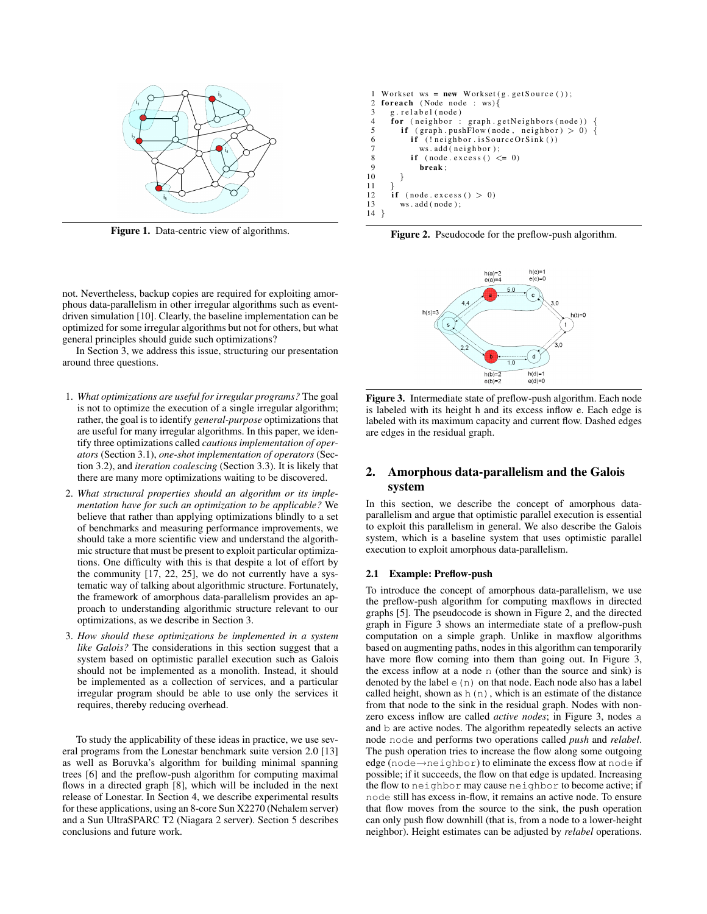Figure 1. Data-centric view of algorithms.

```
1 Workset ws = new Workset(g.getSource());
2 foreach (Node node : ws){
3   g.relabel(node)
4   for (neighbor : graph.getNeighbors(node)) {
5     if (graph.pushFlow(node, neighbor) > 0) {
6       if (!neighbor.isSourceOrSink())
7         ws.add(neighbor);
8       if (node.excess() <= 0)
9         break;
10    }
11  }
12  if (node.excess() > 0)
13    ws.add(node);
14 }
```

Figure 2. Pseudocode for the preflow-push algorithm.

Figure 3. Intermediate state of preflow-push algorithm. Each node is labeled with its height h and its excess inflow e. Each edge is labeled with its maximum capacity and current flow. Dashed edges are edges in the residual graph.

not. Nevertheless, backup copies are required for exploiting amorphous data-parallelism in other irregular algorithms such as event-driven simulation [10]. Clearly, the baseline implementation can be optimized for some irregular algorithms but not for others, but what general principles should guide such optimizations?

In Section 3, we address this issue, structuring our presentation around three questions.

1. *What optimizations are useful for irregular programs?* The goal is not to optimize the execution of a single irregular algorithm; rather, the goal is to identify *general-purpose* optimizations that are useful for many irregular algorithms. In this paper, we identify three optimizations called *cautious implementation of operators* (Section 3.1), *one-shot implementation of operators* (Section 3.2), and *iteration coalescing* (Section 3.3). It is likely that there are many more optimizations waiting to be discovered.
2. *What structural properties should an algorithm or its implementation have for such an optimization to be applicable?* We believe that rather than applying optimizations blindly to a set of benchmarks and measuring performance improvements, we should take a more scientific view and understand the algorithmic structure that must be present to exploit particular optimizations. One difficulty with this is that despite a lot of effort by the community [17, 22, 25], we do not currently have a systematic way of talking about algorithmic structure. Fortunately, the framework of amorphous data-parallelism provides an approach to understanding algorithmic structure relevant to our optimizations, as we describe in Section 3.
3. *How should these optimizations be implemented in a system like Galois?* The considerations in this section suggest that a system based on optimistic parallel execution such as Galois should not be implemented as a monolith. Instead, it should be implemented as a collection of services, and a particular irregular program should be able to use only the services it requires, thereby reducing overhead.

To study the applicability of these ideas in practice, we use several programs from the Lonestar benchmark suite version 2.0 [13] as well as Boruvka's algorithm for building minimal spanning trees [6] and the preflow-push algorithm for computing maximal flows in a directed graph [8], which will be included in the next release of Lonestar. In Section 4, we describe experimental results for these applications, using an 8-core Sun X2270 (Nehalem server) and a Sun UltraSPARC T2 (Niagara 2 server). Section 5 describes conclusions and future work.

## 2. Amorphous data-parallelism and the Galois system

In this section, we describe the concept of amorphous data-parallelism and argue that optimistic parallel execution is essential to exploit this parallelism in general. We also describe the Galois system, which is a baseline system that uses optimistic parallel execution to exploit amorphous data-parallelism.

### 2.1 Example: Preflow-push

To introduce the concept of amorphous data-parallelism, we use the preflow-push algorithm for computing maxflows in directed graphs [5]. The pseudocode is shown in Figure 2, and the directed graph in Figure 3 shows an intermediate state of a preflow-push computation on a simple graph. Unlike in maxflow algorithms based on augmenting paths, nodes in this algorithm can temporarily have more flow coming into them than going out. In Figure 3, the excess inflow at a node `n` (other than the source and sink) is denoted by the label `e(n)` on that node. Each node also has a label called height, shown as `h(n)`, which is an estimate of the distance from that node to the sink in the residual graph. Nodes with non-zero excess inflow are called *active nodes*; in Figure 3, nodes `a` and `b` are active nodes. The algorithm repeatedly selects an active node `node` and performs two operations called *push* and *relabel*. The push operation tries to increase the flow along some outgoing edge (`node`→`neighbor`) to eliminate the excess flow at `node` if possible; if it succeeds, the flow on that edge is updated. Increasing the flow to `neighbor` may cause `neighbor` to become active; if `node` still has excess in-flow, it remains an active node. To ensure that flow moves from the source to the sink, the push operation can only push flow downhill (that is, from a node to a lower-height neighbor). Height estimates can be adjusted by *relabel* operations.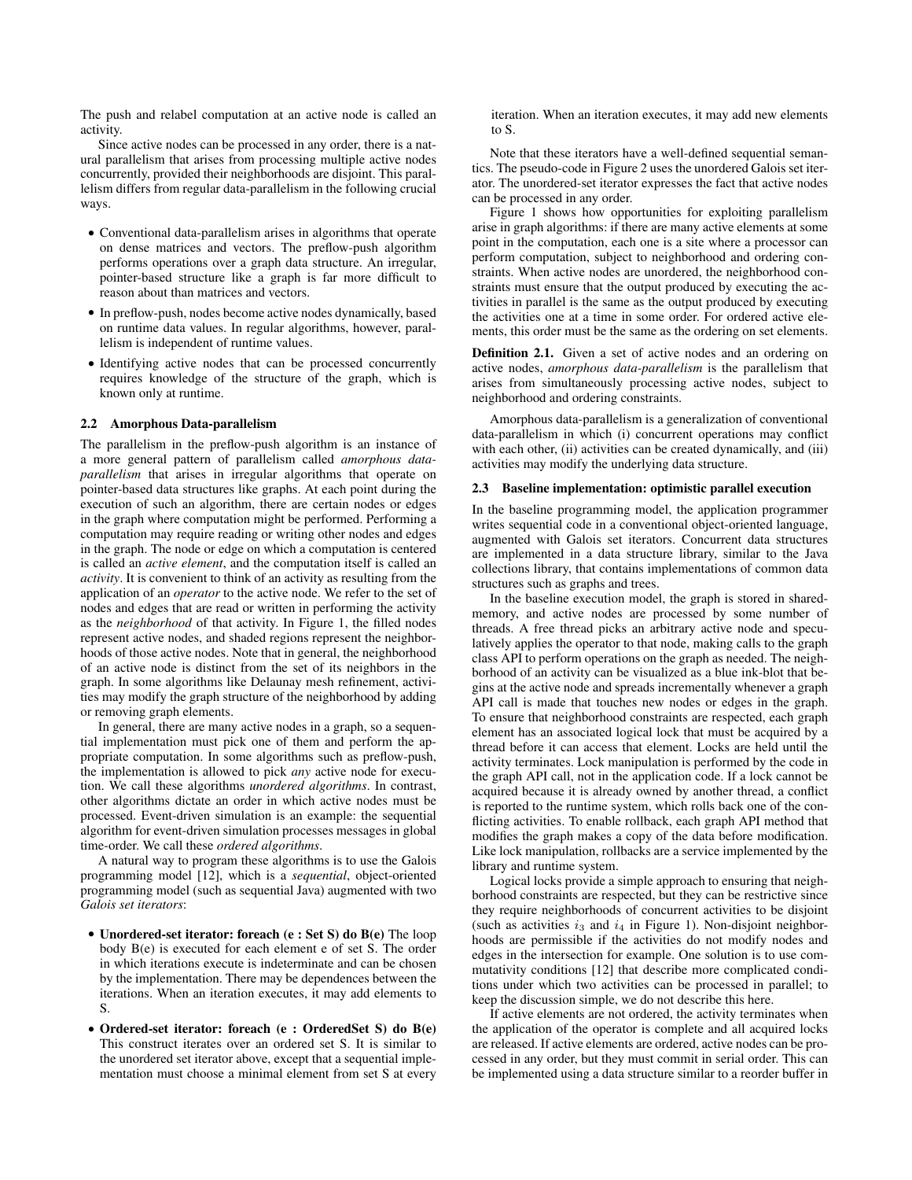The push and relabel computation at an active node is called an activity.

Since active nodes can be processed in any order, there is a natural parallelism that arises from processing multiple active nodes concurrently, provided their neighborhoods are disjoint. This parallelism differs from regular data-parallelism in the following crucial ways.

- Conventional data-parallelism arises in algorithms that operate on dense matrices and vectors. The preflow-push algorithm performs operations over a graph data structure. An irregular, pointer-based structure like a graph is far more difficult to reason about than matrices and vectors.
- In preflow-push, nodes become active nodes dynamically, based on runtime data values. In regular algorithms, however, parallelism is independent of runtime values.
- Identifying active nodes that can be processed concurrently requires knowledge of the structure of the graph, which is known only at runtime.

### 2.2 Amorphous Data-parallelism

The parallelism in the preflow-push algorithm is an instance of a more general pattern of parallelism called *amorphous data-parallelism* that arises in irregular algorithms that operate on pointer-based data structures like graphs. At each point during the execution of such an algorithm, there are certain nodes or edges in the graph where computation might be performed. Performing a computation may require reading or writing other nodes and edges in the graph. The node or edge on which a computation is centered is called an *active element*, and the computation itself is called an *activity*. It is convenient to think of an activity as resulting from the application of an *operator* to the active node. We refer to the set of nodes and edges that are read or written in performing the activity as the *neighborhood* of that activity. In Figure 1, the filled nodes represent active nodes, and shaded regions represent the neighborhoods of those active nodes. Note that in general, the neighborhood of an active node is distinct from the set of its neighbors in the graph. In some algorithms like Delaunay mesh refinement, activities may modify the graph structure of the neighborhood by adding or removing graph elements.

In general, there are many active nodes in a graph, so a sequential implementation must pick one of them and perform the appropriate computation. In some algorithms such as preflow-push, the implementation is allowed to pick *any* active node for execution. We call these algorithms *unordered algorithms*. In contrast, other algorithms dictate an order in which active nodes must be processed. Event-driven simulation is an example: the sequential algorithm for event-driven simulation processes messages in global time-order. We call these *ordered algorithms*.

A natural way to program these algorithms is to use the Galois programming model [12], which is a *sequential*, object-oriented programming model (such as sequential Java) augmented with two *Galois set iterators*:

- **Unordered-set iterator: foreach (e : Set S) do B(e)** The loop body B(e) is executed for each element e of set S. The order in which iterations execute is indeterminate and can be chosen by the implementation. There may be dependences between the iterations. When an iteration executes, it may add elements to S.
- **Ordered-set iterator: foreach (e : OrderedSet S) do B(e)** This construct iterates over an ordered set S. It is similar to the unordered set iterator above, except that a sequential implementation must choose a minimal element from set S at every iteration. When an iteration executes, it may add new elements to S.

Note that these iterators have a well-defined sequential semantics. The pseudo-code in Figure 2 uses the unordered Galois set iterator. The unordered-set iterator expresses the fact that active nodes can be processed in any order.

Figure 1 shows how opportunities for exploiting parallelism arise in graph algorithms: if there are many active elements at some point in the computation, each one is a site where a processor can perform computation, subject to neighborhood and ordering constraints. When active nodes are unordered, the neighborhood constraints must ensure that the output produced by executing the activities in parallel is the same as the output produced by executing the activities one at a time in some order. For ordered active elements, this order must be the same as the ordering on set elements.

**Definition 2.1.** Given a set of active nodes and an ordering on active nodes, *amorphous data-parallelism* is the parallelism that arises from simultaneously processing active nodes, subject to neighborhood and ordering constraints.

Amorphous data-parallelism is a generalization of conventional data-parallelism in which (i) concurrent operations may conflict with each other, (ii) activities can be created dynamically, and (iii) activities may modify the underlying data structure.

### 2.3 Baseline implementation: optimistic parallel execution

In the baseline programming model, the application programmer writes sequential code in a conventional object-oriented language, augmented with Galois set iterators. Concurrent data structures are implemented in a data structure library, similar to the Java collections library, that contains implementations of common data structures such as graphs and trees.

In the baseline execution model, the graph is stored in shared-memory, and active nodes are processed by some number of threads. A free thread picks an arbitrary active node and speculatively applies the operator to that node, making calls to the graph class API to perform operations on the graph as needed. The neighborhood of an activity can be visualized as a blue ink-blot that begins at the active node and spreads incrementally whenever a graph API call is made that touches new nodes or edges in the graph. To ensure that neighborhood constraints are respected, each graph element has an associated logical lock that must be acquired by a thread before it can access that element. Locks are held until the activity terminates. Lock manipulation is performed by the code in the graph API call, not in the application code. If a lock cannot be acquired because it is already owned by another thread, a conflict is reported to the runtime system, which rolls back one of the conflicting activities. To enable rollback, each graph API method that modifies the graph makes a copy of the data before modification. Like lock manipulation, rollbacks are a service implemented by the library and runtime system.

Logical locks provide a simple approach to ensuring that neighborhood constraints are respected, but they can be restrictive since they require neighborhoods of concurrent activities to be disjoint (such as activities $i_3$ and $i_4$ in Figure 1). Non-disjoint neighborhoods are permissible if the activities do not modify nodes and edges in the intersection for example. One solution is to use commutativity conditions [12] that describe more complicated conditions under which two activities can be processed in parallel; to keep the discussion simple, we do not describe this here.

If active elements are not ordered, the activity terminates when the application of the operator is complete and all acquired locks are released. If active elements are ordered, active nodes can be processed in any order, but they must commit in serial order. This can be implemented using a data structure similar to a reorder buffer in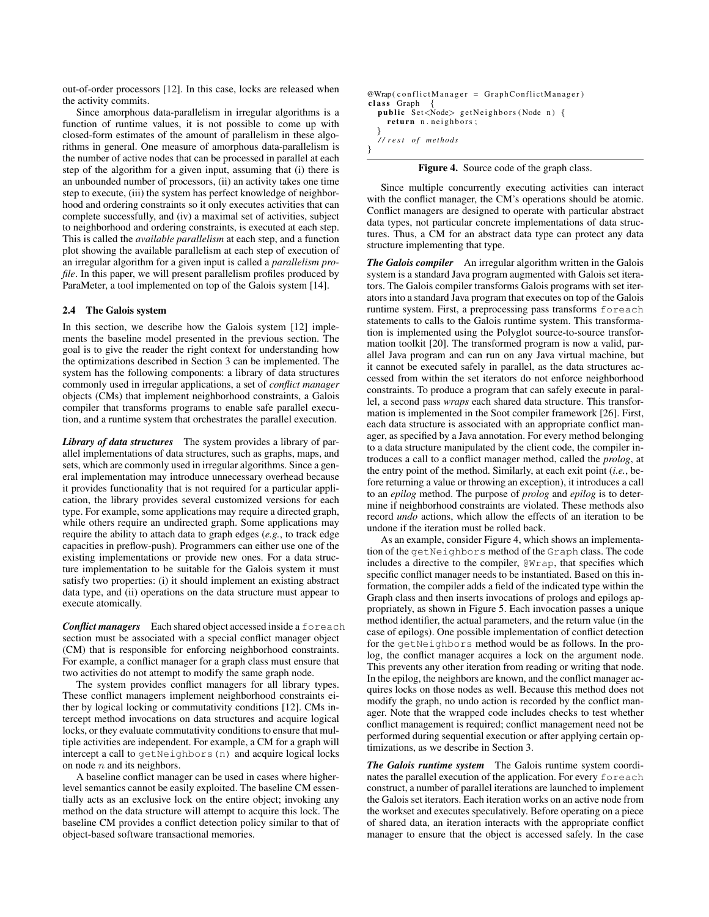out-of-order processors [12]. In this case, locks are released when the activity commits.

Since amorphous data-parallelism in irregular algorithms is a function of runtime values, it is not possible to come up with closed-form estimates of the amount of parallelism in these algorithms in general. One measure of amorphous data-parallelism is the number of active nodes that can be processed in parallel at each step of the algorithm for a given input, assuming that (i) there is an unbounded number of processors, (ii) an activity takes one time step to execute, (iii) the system has perfect knowledge of neighborhood and ordering constraints so it only executes activities that can complete successfully, and (iv) a maximal set of activities, subject to neighborhood and ordering constraints, is executed at each step. This is called the *available parallelism* at each step, and a function plot showing the available parallelism at each step of execution of an irregular algorithm for a given input is called a *parallelism profile*. In this paper, we will present parallelism profiles produced by ParaMeter, a tool implemented on top of the Galois system [14].

### 2.4 The Galois system

In this section, we describe how the Galois system [12] implements the baseline model presented in the previous section. The goal is to give the reader the right context for understanding how the optimizations described in Section 3 can be implemented. The system has the following components: a library of data structures commonly used in irregular applications, a set of *conflict manager* objects (CMs) that implement neighborhood constraints, a Galois compiler that transforms programs to enable safe parallel execution, and a runtime system that orchestrates the parallel execution.

***Library of data structures*** The system provides a library of parallel implementations of data structures, such as graphs, maps, and sets, which are commonly used in irregular algorithms. Since a general implementation may introduce unnecessary overhead because it provides functionality that is not required for a particular application, the library provides several customized versions for each type. For example, some applications may require a directed graph, while others require an undirected graph. Some applications may require the ability to attach data to graph edges (*e.g.*, to track edge capacities in preflow-push). Programmers can either use one of the existing implementations or provide new ones. For a data structure implementation to be suitable for the Galois system it must satisfy two properties: (i) it should implement an existing abstract data type, and (ii) operations on the data structure must appear to execute atomically.

***Conflict managers*** Each shared object accessed inside a `foreach` section must be associated with a special conflict manager object (CM) that is responsible for enforcing neighborhood constraints. For example, a conflict manager for a graph class must ensure that two activities do not attempt to modify the same graph node.

The system provides conflict managers for all library types. These conflict managers implement neighborhood constraints either by logical locking or commutativity conditions [12]. CMs intercept method invocations on data structures and acquire logical locks, or they evaluate commutativity conditions to ensure that multiple activities are independent. For example, a CM for a graph will intercept a call to `getNeighbors(n)` and acquire logical locks on node $n$ and its neighbors.

A baseline conflict manager can be used in cases where higher-level semantics cannot be easily exploited. The baseline CM essentially acts as an exclusive lock on the entire object; invoking any method on the data structure will attempt to acquire this lock. The baseline CM provides a conflict detection policy similar to that of object-based software transactional memories.

```
@Wrap(conflictManager = GraphConflictManager)
class Graph {
  public Set<Node> getNeighbors(Node n) {
    return n.neighbors;
  }
  //rest of methods
}
```

**Figure 4.** Source code of the graph class.

Since multiple concurrently executing activities can interact with the conflict manager, the CM's operations should be atomic. Conflict managers are designed to operate with particular abstract data types, not particular concrete implementations of data structures. Thus, a CM for an abstract data type can protect any data structure implementing that type.

***The Galois compiler*** An irregular algorithm written in the Galois system is a standard Java program augmented with Galois set iterators. The Galois compiler transforms Galois programs with set iterators into a standard Java program that executes on top of the Galois runtime system. First, a preprocessing pass transforms `foreach` statements to calls to the Galois runtime system. This transformation is implemented using the Polyglot source-to-source transformation toolkit [20]. The transformed program is now a valid, parallel Java program and can run on any Java virtual machine, but it cannot be executed safely in parallel, as the data structures accessed from within the set iterators do not enforce neighborhood constraints. To produce a program that can safely execute in parallel, a second pass *wraps* each shared data structure. This transformation is implemented in the Soot compiler framework [26]. First, each data structure is associated with an appropriate conflict manager, as specified by a Java annotation. For every method belonging to a data structure manipulated by the client code, the compiler introduces a call to a conflict manager method, called the *prolog*, at the entry point of the method. Similarly, at each exit point (*i.e.*, before returning a value or throwing an exception), it introduces a call to an *epilog* method. The purpose of *prolog* and *epilog* is to determine if neighborhood constraints are violated. These methods also record *undo* actions, which allow the effects of an iteration to be undone if the iteration must be rolled back.

As an example, consider Figure 4, which shows an implementation of the `getNeighbors` method of the `Graph` class. The code includes a directive to the compiler, `@Wrap`, that specifies which specific conflict manager needs to be instantiated. Based on this information, the compiler adds a field of the indicated type within the Graph class and then inserts invocations of prologs and epilogs appropriately, as shown in Figure 5. Each invocation passes a unique method identifier, the actual parameters, and the return value (in the case of epilogs). One possible implementation of conflict detection for the `getNeighbors` method would be as follows. In the prolog, the conflict manager acquires a lock on the argument node. This prevents any other iteration from reading or writing that node. In the epilog, the neighbors are known, and the conflict manager acquires locks on those nodes as well. Because this method does not modify the graph, no undo action is recorded by the conflict manager. Note that the wrapped code includes checks to test whether conflict management is required; conflict management need not be performed during sequential execution or after applying certain optimizations, as we describe in Section 3.

***The Galois runtime system*** The Galois runtime system coordinates the parallel execution of the application. For every `foreach` construct, a number of parallel iterations are launched to implement the Galois set iterators. Each iteration works on an active node from the workset and executes speculatively. Before operating on a piece of shared data, an iteration interacts with the appropriate conflict manager to ensure that the object is accessed safely. In the case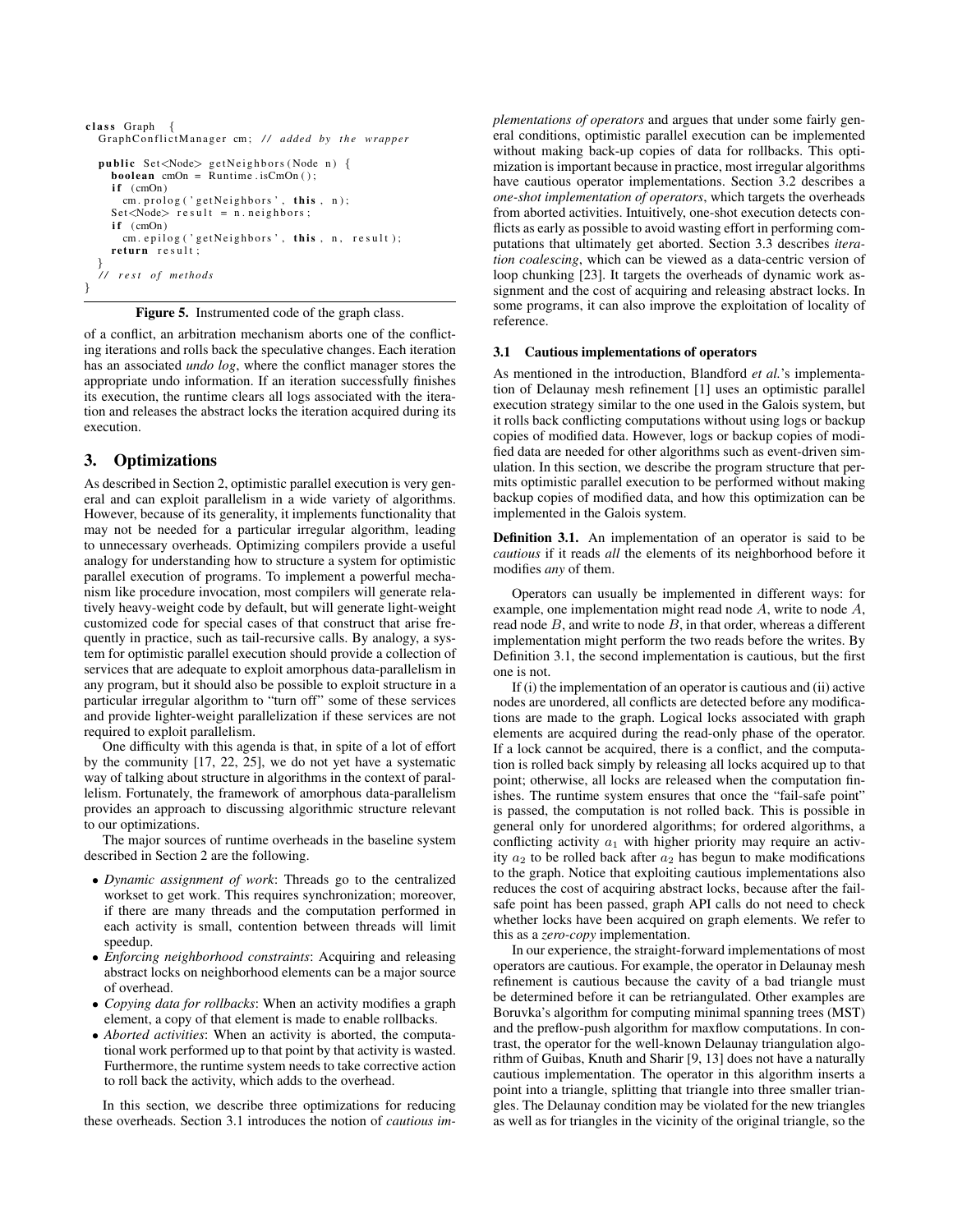```java
class Graph {
  GraphConflictManager cm; // added by the wrapper

  public Set<Node> getNeighbors(Node n) {
    boolean cmOn = Runtime.isCmOn();
    if (cmOn)
      cm.prolog('getNeighbors', this, n);
    Set<Node> result = n.neighbors;
    if (cmOn)
      cm.epilog('getNeighbors', this, n, result);
    return result;
  }
  // rest of methods
}
```

**Figure 5.** Instrumented code of the graph class.

of a conflict, an arbitration mechanism aborts one of the conflicting iterations and rolls back the speculative changes. Each iteration has an associated *undo log*, where the conflict manager stores the appropriate undo information. If an iteration successfully finishes its execution, the runtime clears all logs associated with the iteration and releases the abstract locks the iteration acquired during its execution.

## 3. Optimizations

As described in Section 2, optimistic parallel execution is very general and can exploit parallelism in a wide variety of algorithms. However, because of its generality, it implements functionality that may not be needed for a particular irregular algorithm, leading to unnecessary overheads. Optimizing compilers provide a useful analogy for understanding how to structure a system for optimistic parallel execution of programs. To implement a powerful mechanism like procedure invocation, most compilers will generate relatively heavy-weight code by default, but will generate light-weight customized code for special cases of that construct that arise frequently in practice, such as tail-recursive calls. By analogy, a system for optimistic parallel execution should provide a collection of services that are adequate to exploit amorphous data-parallelism in any program, but it should also be possible to exploit structure in a particular irregular algorithm to "turn off" some of these services and provide lighter-weight parallelization if these services are not required to exploit parallelism.

One difficulty with this agenda is that, in spite of a lot of effort by the community [17, 22, 25], we do not yet have a systematic way of talking about structure in algorithms in the context of parallelism. Fortunately, the framework of amorphous data-parallelism provides an approach to discussing algorithmic structure relevant to our optimizations.

The major sources of runtime overheads in the baseline system described in Section 2 are the following.

- *Dynamic assignment of work*: Threads go to the centralized workset to get work. This requires synchronization; moreover, if there are many threads and the computation performed in each activity is small, contention between threads will limit speedup.
- *Enforcing neighborhood constraints*: Acquiring and releasing abstract locks on neighborhood elements can be a major source of overhead.
- *Copying data for rollbacks*: When an activity modifies a graph element, a copy of that element is made to enable rollbacks.
- *Aborted activities*: When an activity is aborted, the computational work performed up to that point by that activity is wasted. Furthermore, the runtime system needs to take corrective action to roll back the activity, which adds to the overhead.

In this section, we describe three optimizations for reducing these overheads. Section 3.1 introduces the notion of *cautious implementations of operators* and argues that under some fairly general conditions, optimistic parallel execution can be implemented without making back-up copies of data for rollbacks. This optimization is important because in practice, most irregular algorithms have cautious operator implementations. Section 3.2 describes a *one-shot implementation of operators*, which targets the overheads from aborted activities. Intuitively, one-shot execution detects conflicts as early as possible to avoid wasting effort in performing computations that ultimately get aborted. Section 3.3 describes *iteration coalescing*, which can be viewed as a data-centric version of loop chunking [23]. It targets the overheads of dynamic work assignment and the cost of acquiring and releasing abstract locks. In some programs, it can also improve the exploitation of locality of reference.

### 3.1 Cautious implementations of operators

As mentioned in the introduction, Blandford *et al.*'s implementation of Delaunay mesh refinement [1] uses an optimistic parallel execution strategy similar to the one used in the Galois system, but it rolls back conflicting computations without using logs or backup copies of modified data. However, logs or backup copies of modified data are needed for other algorithms such as event-driven simulation. In this section, we describe the program structure that permits optimistic parallel execution to be performed without making backup copies of modified data, and how this optimization can be implemented in the Galois system.

**Definition 3.1.** An implementation of an operator is said to be *cautious* if it reads *all* the elements of its neighborhood before it modifies *any* of them.

Operators can usually be implemented in different ways: for example, one implementation might read node $A$, write to node $A$, read node $B$, and write to node $B$, in that order, whereas a different implementation might perform the two reads before the writes. By Definition 3.1, the second implementation is cautious, but the first one is not.

If (i) the implementation of an operator is cautious and (ii) active nodes are unordered, all conflicts are detected before any modifications are made to the graph. Logical locks associated with graph elements are acquired during the read-only phase of the operator. If a lock cannot be acquired, there is a conflict, and the computation is rolled back simply by releasing all locks acquired up to that point; otherwise, all locks are released when the computation finishes. The runtime system ensures that once the "fail-safe point" is passed, the computation is not rolled back. This is possible in general only for unordered algorithms; for ordered algorithms, a conflicting activity $a_1$ with higher priority may require an activity $a_2$ to be rolled back after $a_2$ has begun to make modifications to the graph. Notice that exploiting cautious implementations also reduces the cost of acquiring abstract locks, because after the fail-safe point has been passed, graph API calls do not need to check whether locks have been acquired on graph elements. We refer to this as a *zero-copy* implementation.

In our experience, the straight-forward implementations of most operators are cautious. For example, the operator in Delaunay mesh refinement is cautious because the cavity of a bad triangle must be determined before it can be retriangulated. Other examples are Boruvka's algorithm for computing minimal spanning trees (MST) and the preflow-push algorithm for maxflow computations. In contrast, the operator for the well-known Delaunay triangulation algorithm of Guibas, Knuth and Sharir [9, 13] does not have a naturally cautious implementation. The operator in this algorithm inserts a point into a triangle, splitting that triangle into three smaller triangles. The Delaunay condition may be violated for the new triangles as well as for triangles in the vicinity of the original triangle, so the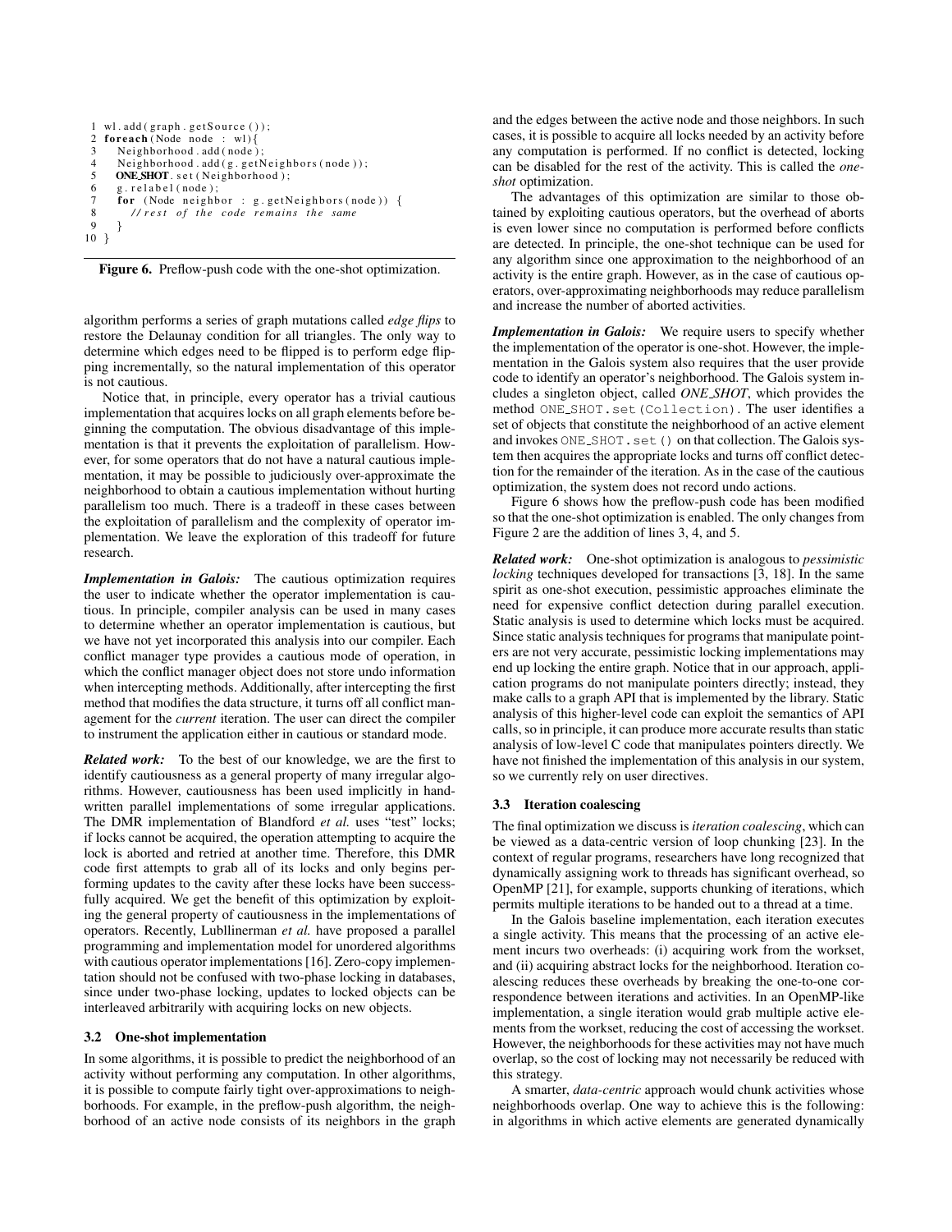```
1  wl.add(graph.getSource());
2  foreach(Node node : wl){
3    Neighborhood.add(node);
4    Neighborhood.add(g.getNeighbors(node));
5    ONE_SHOT.set(Neighborhood);
6    g.relabel(node);
7    for (Node neighbor : g.getNeighbors(node)) {
8      // rest of the code remains the same
9    }
10 }
```

**Figure 6.** Preflow-push code with the one-shot optimization.

algorithm performs a series of graph mutations called *edge flips* to restore the Delaunay condition for all triangles. The only way to determine which edges need to be flipped is to perform edge flipping incrementally, so the natural implementation of this operator is not cautious.

Notice that, in principle, every operator has a trivial cautious implementation that acquires locks on all graph elements before beginning the computation. The obvious disadvantage of this implementation is that it prevents the exploitation of parallelism. However, for some operators that do not have a natural cautious implementation, it may be possible to judiciously over-approximate the neighborhood to obtain a cautious implementation without hurting parallelism too much. There is a tradeoff in these cases between the exploitation of parallelism and the complexity of operator implementation. We leave the exploration of this tradeoff for future research.

***Implementation in Galois:*** The cautious optimization requires the user to indicate whether the operator implementation is cautious. In principle, compiler analysis can be used in many cases to determine whether an operator implementation is cautious, but we have not yet incorporated this analysis into our compiler. Each conflict manager type provides a cautious mode of operation, in which the conflict manager object does not store undo information when intercepting methods. Additionally, after intercepting the first method that modifies the data structure, it turns off all conflict management for the *current* iteration. The user can direct the compiler to instrument the application either in cautious or standard mode.

***Related work:*** To the best of our knowledge, we are the first to identify cautiousness as a general property of many irregular algorithms. However, cautiousness has been used implicitly in handwritten parallel implementations of some irregular applications. The DMR implementation of Blandford *et al.* uses "test" locks; if locks cannot be acquired, the operation attempting to acquire the lock is aborted and retried at another time. Therefore, this DMR code first attempts to grab all of its locks and only begins performing updates to the cavity after these locks have been successfully acquired. We get the benefit of this optimization by exploiting the general property of cautiousness in the implementations of operators. Recently, Lubllinerman *et al.* have proposed a parallel programming and implementation model for unordered algorithms with cautious operator implementations [16]. Zero-copy implementation should not be confused with two-phase locking in databases, since under two-phase locking, updates to locked objects can be interleaved arbitrarily with acquiring locks on new objects.

### 3.2 One-shot implementation

In some algorithms, it is possible to predict the neighborhood of an activity without performing any computation. In other algorithms, it is possible to compute fairly tight over-approximations to neighborhoods. For example, in the preflow-push algorithm, the neighborhood of an active node consists of its neighbors in the graph and the edges between the active node and those neighbors. In such cases, it is possible to acquire all locks needed by an activity before any computation is performed. If no conflict is detected, locking can be disabled for the rest of the activity. This is called the *one-shot* optimization.

The advantages of this optimization are similar to those obtained by exploiting cautious operators, but the overhead of aborts is even lower since no computation is performed before conflicts are detected. In principle, the one-shot technique can be used for any algorithm since one approximation to the neighborhood of an activity is the entire graph. However, as in the case of cautious operators, over-approximating neighborhoods may reduce parallelism and increase the number of aborted activities.

***Implementation in Galois:*** We require users to specify whether the implementation of the operator is one-shot. However, the implementation in the Galois system also requires that the user provide code to identify an operator's neighborhood. The Galois system includes a singleton object, called *ONE_SHOT*, which provides the method `ONE_SHOT.set(Collection)`. The user identifies a set of objects that constitute the neighborhood of an active element and invokes `ONE_SHOT.set()` on that collection. The Galois system then acquires the appropriate locks and turns off conflict detection for the remainder of the iteration. As in the case of the cautious optimization, the system does not record undo actions.

Figure 6 shows how the preflow-push code has been modified so that the one-shot optimization is enabled. The only changes from Figure 2 are the addition of lines 3, 4, and 5.

***Related work:*** One-shot optimization is analogous to *pessimistic locking* techniques developed for transactions [3, 18]. In the same spirit as one-shot execution, pessimistic approaches eliminate the need for expensive conflict detection during parallel execution. Static analysis is used to determine which locks must be acquired. Since static analysis techniques for programs that manipulate pointers are not very accurate, pessimistic locking implementations may end up locking the entire graph. Notice that in our approach, application programs do not manipulate pointers directly; instead, they make calls to a graph API that is implemented by the library. Static analysis of this higher-level code can exploit the semantics of API calls, so in principle, it can produce more accurate results than static analysis of low-level C code that manipulates pointers directly. We have not finished the implementation of this analysis in our system, so we currently rely on user directives.

### 3.3 Iteration coalescing

The final optimization we discuss is *iteration coalescing*, which can be viewed as a data-centric version of loop chunking [23]. In the context of regular programs, researchers have long recognized that dynamically assigning work to threads has significant overhead, so OpenMP [21], for example, supports chunking of iterations, which permits multiple iterations to be handed out to a thread at a time.

In the Galois baseline implementation, each iteration executes a single activity. This means that the processing of an active element incurs two overheads: (i) acquiring work from the workset, and (ii) acquiring abstract locks for the neighborhood. Iteration coalescing reduces these overheads by breaking the one-to-one correspondence between iterations and activities. In an OpenMP-like implementation, a single iteration would grab multiple active elements from the workset, reducing the cost of accessing the workset. However, the neighborhoods for these activities may not have much overlap, so the cost of locking may not necessarily be reduced with this strategy.

A smarter, *data-centric* approach would chunk activities whose neighborhoods overlap. One way to achieve this is the following: in algorithms in which active elements are generated dynamically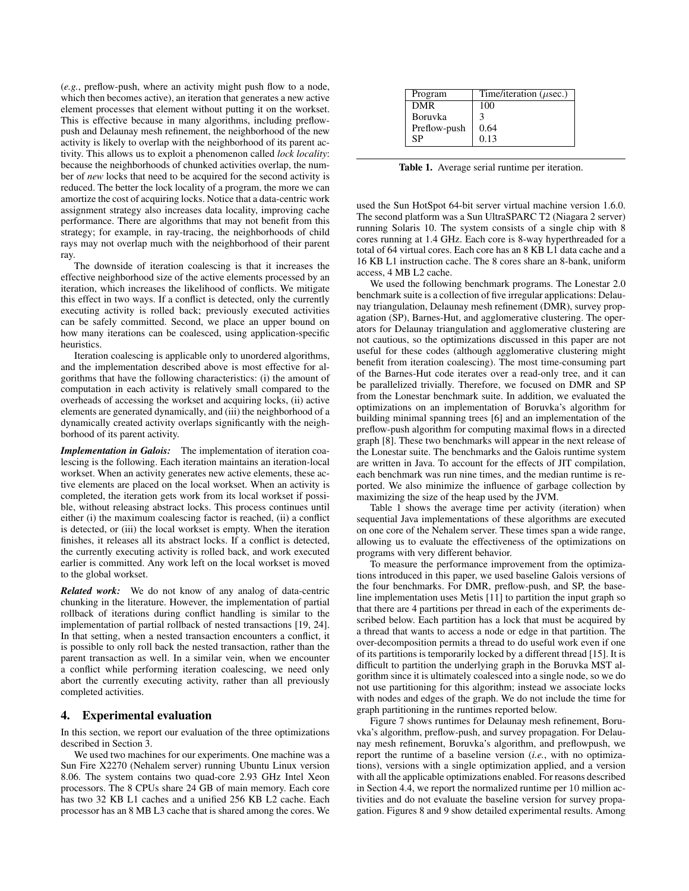(*e.g.*, preflow-push, where an activity might push flow to a node, which then becomes active), an iteration that generates a new active element processes that element without putting it on the workset. This is effective because in many algorithms, including preflow-push and Delaunay mesh refinement, the neighborhood of the new activity is likely to overlap with the neighborhood of its parent activity. This allows us to exploit a phenomenon called *lock locality*: because the neighborhoods of chunked activities overlap, the number of *new* locks that need to be acquired for the second activity is reduced. The better the lock locality of a program, the more we can amortize the cost of acquiring locks. Notice that a data-centric work assignment strategy also increases data locality, improving cache performance. There are algorithms that may not benefit from this strategy; for example, in ray-tracing, the neighborhoods of child rays may not overlap much with the neighborhood of their parent ray.

The downside of iteration coalescing is that it increases the effective neighborhood size of the active elements processed by an iteration, which increases the likelihood of conflicts. We mitigate this effect in two ways. If a conflict is detected, only the currently executing activity is rolled back; previously executed activities can be safely committed. Second, we place an upper bound on how many iterations can be coalesced, using application-specific heuristics.

Iteration coalescing is applicable only to unordered algorithms, and the implementation described above is most effective for algorithms that have the following characteristics: (i) the amount of computation in each activity is relatively small compared to the overheads of accessing the workset and acquiring locks, (ii) active elements are generated dynamically, and (iii) the neighborhood of a dynamically created activity overlaps significantly with the neighborhood of its parent activity.

***Implementation in Galois:*** The implementation of iteration coalescing is the following. Each iteration maintains an iteration-local workset. When an activity generates new active elements, these active elements are placed on the local workset. When an activity is completed, the iteration gets work from its local workset if possible, without releasing abstract locks. This process continues until either (i) the maximum coalescing factor is reached, (ii) a conflict is detected, or (iii) the local workset is empty. When the iteration finishes, it releases all its abstract locks. If a conflict is detected, the currently executing activity is rolled back, and work executed earlier is committed. Any work left on the local workset is moved to the global workset.

***Related work:*** We do not know of any analog of data-centric chunking in the literature. However, the implementation of partial rollback of iterations during conflict handling is similar to the implementation of partial rollback of nested transactions [19, 24]. In that setting, when a nested transaction encounters a conflict, it is possible to only roll back the nested transaction, rather than the parent transaction as well. In a similar vein, when we encounter a conflict while performing iteration coalescing, we need only abort the currently executing activity, rather than all previously completed activities.

## 4. Experimental evaluation

In this section, we report our evaluation of the three optimizations described in Section 3.

We used two machines for our experiments. One machine was a Sun Fire X2270 (Nehalem server) running Ubuntu Linux version 8.06. The system contains two quad-core 2.93 GHz Intel Xeon processors. The 8 CPUs share 24 GB of main memory. Each core has two 32 KB L1 caches and a unified 256 KB L2 cache. Each processor has an 8 MB L3 cache that is shared among the cores. We used the Sun HotSpot 64-bit server virtual machine version 1.6.0. The second platform was a Sun UltraSPARC T2 (Niagara 2 server) running Solaris 10. The system consists of a single chip with 8 cores running at 1.4 GHz. Each core is 8-way hyperthreaded for a total of 64 virtual cores. Each core has an 8 KB L1 data cache and a 16 KB L1 instruction cache. The 8 cores share an 8-bank, uniform access, 4 MB L2 cache.

| Program | Time/iteration ($\mu$sec.) |
|---|---|
| DMR | 100 |
| Boruvka | 3 |
| Preflow-push | 0.64 |
| SP | 0.13 |

**Table 1.** Average serial runtime per iteration.

We used the following benchmark programs. The Lonestar 2.0 benchmark suite is a collection of five irregular applications: Delaunay triangulation, Delaunay mesh refinement (DMR), survey propagation (SP), Barnes-Hut, and agglomerative clustering. The operators for Delaunay triangulation and agglomerative clustering are not cautious, so the optimizations discussed in this paper are not useful for these codes (although agglomerative clustering might benefit from iteration coalescing). The most time-consuming part of the Barnes-Hut code iterates over a read-only tree, and it can be parallelized trivially. Therefore, we focused on DMR and SP from the Lonestar benchmark suite. In addition, we evaluated the optimizations on an implementation of Boruvka's algorithm for building minimal spanning trees [6] and an implementation of the preflow-push algorithm for computing maximal flows in a directed graph [8]. These two benchmarks will appear in the next release of the Lonestar suite. The benchmarks and the Galois runtime system are written in Java. To account for the effects of JIT compilation, each benchmark was run nine times, and the median runtime is reported. We also minimize the influence of garbage collection by maximizing the size of the heap used by the JVM.

Table 1 shows the average time per activity (iteration) when sequential Java implementations of these algorithms are executed on one core of the Nehalem server. These times span a wide range, allowing us to evaluate the effectiveness of the optimizations on programs with very different behavior.

To measure the performance improvement from the optimizations introduced in this paper, we used baseline Galois versions of the four benchmarks. For DMR, preflow-push, and SP, the baseline implementation uses Metis [11] to partition the input graph so that there are 4 partitions per thread in each of the experiments described below. Each partition has a lock that must be acquired by a thread that wants to access a node or edge in that partition. The over-decomposition permits a thread to do useful work even if one of its partitions is temporarily locked by a different thread [15]. It is difficult to partition the underlying graph in the Boruvka MST algorithm since it is ultimately coalesced into a single node, so we do not use partitioning for this algorithm; instead we associate locks with nodes and edges of the graph. We do not include the time for graph partitioning in the runtimes reported below.

Figure 7 shows runtimes for Delaunay mesh refinement, Boruvka's algorithm, preflow-push, and survey propagation. For Delaunay mesh refinement, Boruvka's algorithm, and preflowpush, we report the runtime of a baseline version (*i.e.*, with no optimizations), versions with a single optimization applied, and a version with all the applicable optimizations enabled. For reasons described in Section 4.4, we report the normalized runtime per 10 million activities and do not evaluate the baseline version for survey propagation. Figures 8 and 9 show detailed experimental results. Among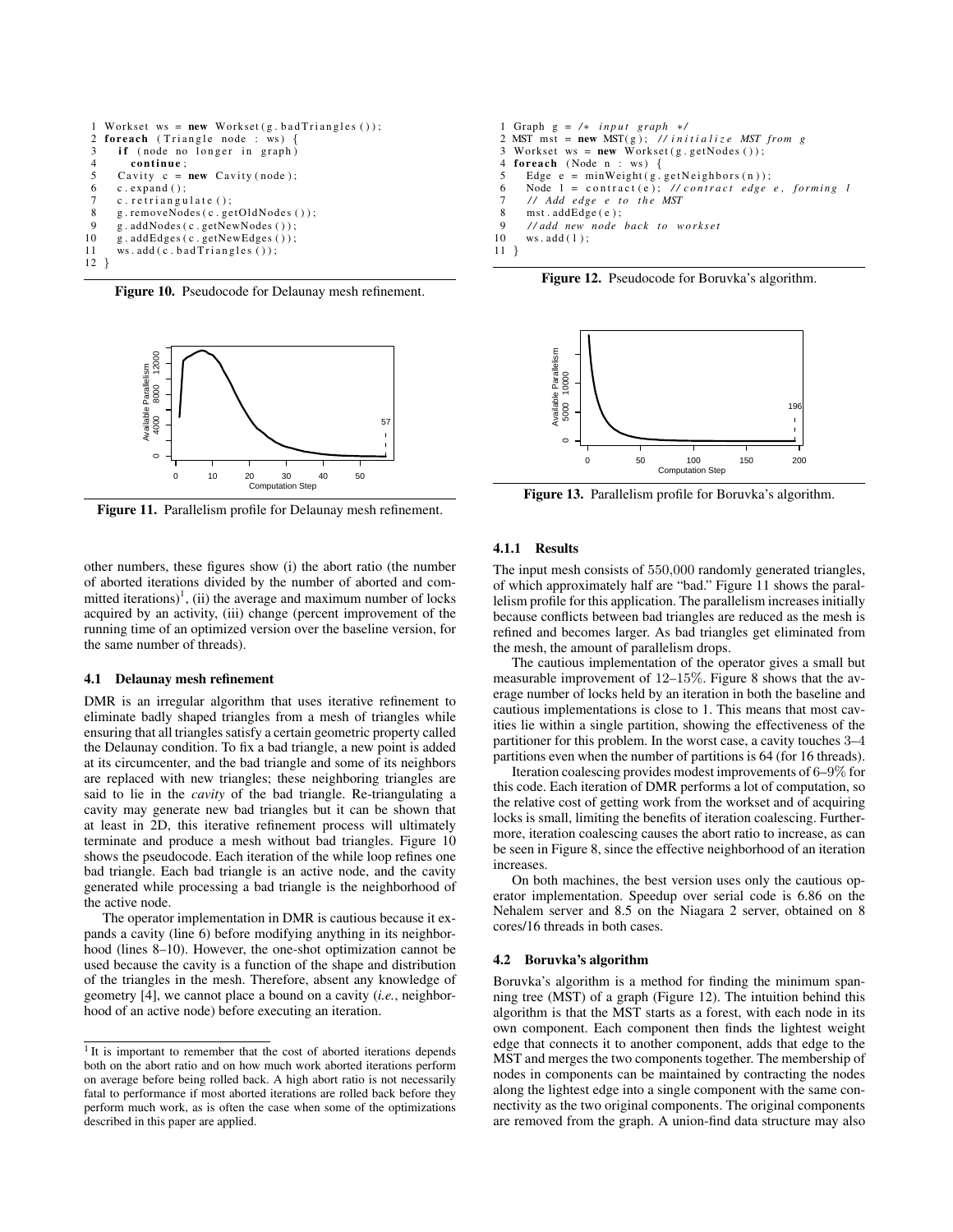```
 1 Workset ws = new Workset(g.badTriangles());
 2 foreach (Triangle node : ws) {
 3   if (node no longer in graph)
 4     continue;
 5   Cavity c = new Cavity(node);
 6   c.expand();
 7   c.retriangulate();
 8   g.removeNodes(c.getOldNodes());
 9   g.addNodes(c.getNewNodes());
10   g.addEdges(c.getNewEdges());
11   ws.add(c.badTriangles());
12 }
```

**Figure 10.** Pseudocode for Delaunay mesh refinement.

**Figure 11.** Parallelism profile for Delaunay mesh refinement.

other numbers, these figures show (i) the abort ratio (the number of aborted iterations divided by the number of aborted and committed iterations)[1], (ii) the average and maximum number of locks acquired by an activity, (iii) change (percent improvement of the running time of an optimized version over the baseline version, for the same number of threads).

### 4.1 Delaunay mesh refinement

DMR is an irregular algorithm that uses iterative refinement to eliminate badly shaped triangles from a mesh of triangles while ensuring that all triangles satisfy a certain geometric property called the Delaunay condition. To fix a bad triangle, a new point is added at its circumcenter, and the bad triangle and some of its neighbors are replaced with new triangles; these neighboring triangles are said to lie in the *cavity* of the bad triangle. Re-triangulating a cavity may generate new bad triangles but it can be shown that at least in 2D, this iterative refinement process will ultimately terminate and produce a mesh without bad triangles. Figure 10 shows the pseudocode. Each iteration of the while loop refines one bad triangle. Each bad triangle is an active node, and the cavity generated while processing a bad triangle is the neighborhood of the active node.

The operator implementation in DMR is cautious because it expands a cavity (line 6) before modifying anything in its neighborhood (lines 8–10). However, the one-shot optimization cannot be used because the cavity is a function of the shape and distribution of the triangles in the mesh. Therefore, absent any knowledge of geometry [4], we cannot place a bound on a cavity (*i.e.*, neighborhood of an active node) before executing an iteration.

[1] It is important to remember that the cost of aborted iterations depends both on the abort ratio and on how much work aborted iterations perform on average before being rolled back. A high abort ratio is not necessarily fatal to performance if most aborted iterations are rolled back before they perform much work, as is often the case when some of the optimizations described in this paper are applied.

```
 1 Graph g = /* input graph */
 2 MST mst = new MST(g); //initialize MST from g
 3 Workset ws = new Workset(g.getNodes());
 4 foreach (Node n : ws) {
 5   Edge e = minWeight(g.getNeighbors(n));
 6   Node l = contract(e); //contract edge e, forming l
 7   // Add edge e to the MST
 8   mst.addEdge(e);
 9   //add new node back to workset
10   ws.add(l);
11 }
```

**Figure 12.** Pseudocode for Boruvka's algorithm.

**Figure 13.** Parallelism profile for Boruvka's algorithm.

#### 4.1.1 Results

The input mesh consists of 550,000 randomly generated triangles, of which approximately half are "bad." Figure 11 shows the parallelism profile for this application. The parallelism increases initially because conflicts between bad triangles are reduced as the mesh is refined and becomes larger. As bad triangles get eliminated from the mesh, the amount of parallelism drops.

The cautious implementation of the operator gives a small but measurable improvement of 12–15%. Figure 8 shows that the average number of locks held by an iteration in both the baseline and cautious implementations is close to 1. This means that most cavities lie within a single partition, showing the effectiveness of the partitioner for this problem. In the worst case, a cavity touches 3–4 partitions even when the number of partitions is 64 (for 16 threads).

Iteration coalescing provides modest improvements of 6–9% for this code. Each iteration of DMR performs a lot of computation, so the relative cost of getting work from the workset and of acquiring locks is small, limiting the benefits of iteration coalescing. Furthermore, iteration coalescing causes the abort ratio to increase, as can be seen in Figure 8, since the effective neighborhood of an iteration increases.

On both machines, the best version uses only the cautious operator implementation. Speedup over serial code is 6.86 on the Nehalem server and 8.5 on the Niagara 2 server, obtained on 8 cores/16 threads in both cases.

### 4.2 Boruvka's algorithm

Boruvka's algorithm is a method for finding the minimum spanning tree (MST) of a graph (Figure 12). The intuition behind this algorithm is that the MST starts as a forest, with each node in its own component. Each component then finds the lightest weight edge that connects it to another component, adds that edge to the MST and merges the two components together. The membership of nodes in components can be maintained by contracting the nodes along the lightest edge into a single component with the same connectivity as the two original components. The original components are removed from the graph. A union-find data structure may also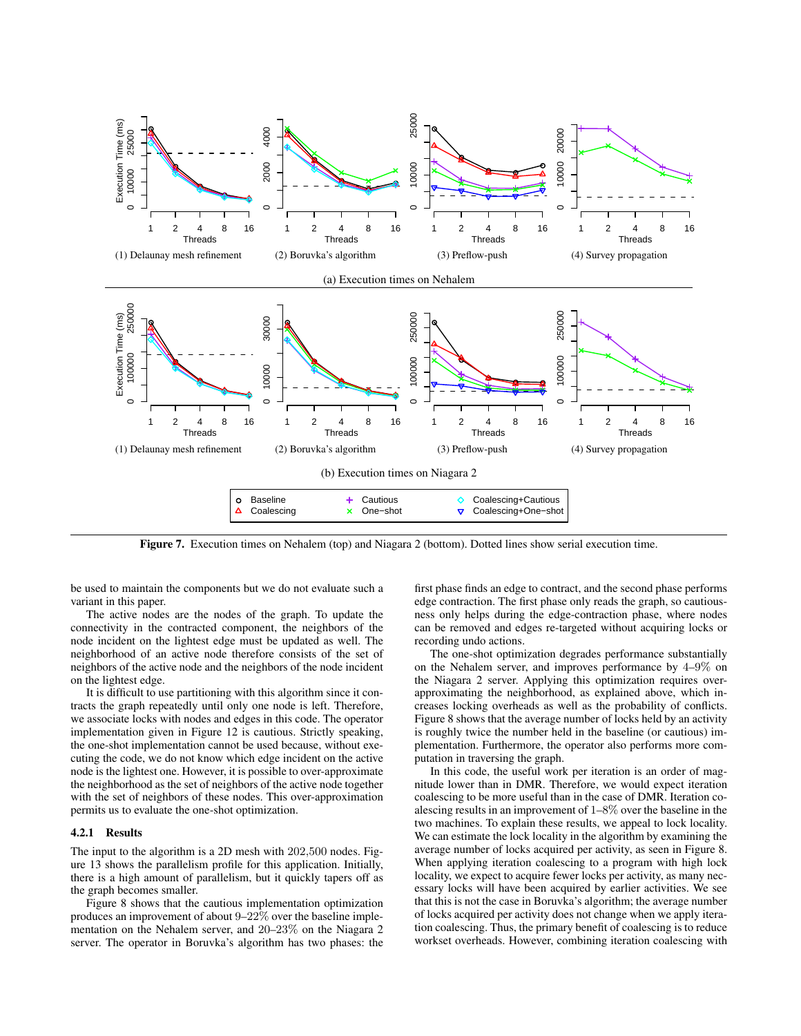(1) Delaunay mesh refinement (2) Boruvka's algorithm (3) Preflow-push (4) Survey propagation

(a) Execution times on Nehalem

(1) Delaunay mesh refinement (2) Boruvka's algorithm (3) Preflow-push (4) Survey propagation

(b) Execution times on Niagara 2

**Figure 7.** Execution times on Nehalem (top) and Niagara 2 (bottom). Dotted lines show serial execution time.

be used to maintain the components but we do not evaluate such a variant in this paper.

The active nodes are the nodes of the graph. To update the connectivity in the contracted component, the neighbors of the node incident on the lightest edge must be updated as well. The neighborhood of an active node therefore consists of the set of neighbors of the active node and the neighbors of the node incident on the lightest edge.

It is difficult to use partitioning with this algorithm since it contracts the graph repeatedly until only one node is left. Therefore, we associate locks with nodes and edges in this code. The operator implementation given in Figure 12 is cautious. Strictly speaking, the one-shot implementation cannot be used because, without executing the code, we do not know which edge incident on the active node is the lightest one. However, it is possible to over-approximate the neighborhood as the set of neighbors of the active node together with the set of neighbors of these nodes. This over-approximation permits us to evaluate the one-shot optimization.

#### 4.2.1 Results

The input to the algorithm is a 2D mesh with 202,500 nodes. Figure 13 shows the parallelism profile for this application. Initially, there is a high amount of parallelism, but it quickly tapers off as the graph becomes smaller.

Figure 8 shows that the cautious implementation optimization produces an improvement of about 9–22% over the baseline implementation on the Nehalem server, and 20–23% on the Niagara 2 server. The operator in Boruvka's algorithm has two phases: the first phase finds an edge to contract, and the second phase performs edge contraction. The first phase only reads the graph, so cautiousness only helps during the edge-contraction phase, where nodes can be removed and edges re-targeted without acquiring locks or recording undo actions.

The one-shot optimization degrades performance substantially on the Nehalem server, and improves performance by 4–9% on the Niagara 2 server. Applying this optimization requires over-approximating the neighborhood, as explained above, which increases locking overheads as well as the probability of conflicts. Figure 8 shows that the average number of locks held by an activity is roughly twice the number held in the baseline (or cautious) implementation. Furthermore, the operator also performs more computation in traversing the graph.

In this code, the useful work per iteration is an order of magnitude lower than in DMR. Therefore, we would expect iteration coalescing to be more useful than in the case of DMR. Iteration coalescing results in an improvement of 1–8% over the baseline in the two machines. To explain these results, we appeal to lock locality. We can estimate the lock locality in the algorithm by examining the average number of locks acquired per activity, as seen in Figure 8. When applying iteration coalescing to a program with high lock locality, we expect to acquire fewer locks per activity, as many necessary locks will have been acquired by earlier activities. We see that this is not the case in Boruvka's algorithm; the average number of locks acquired per activity does not change when we apply iteration coalescing. Thus, the primary benefit of coalescing is to reduce workset overheads. However, combining iteration coalescing with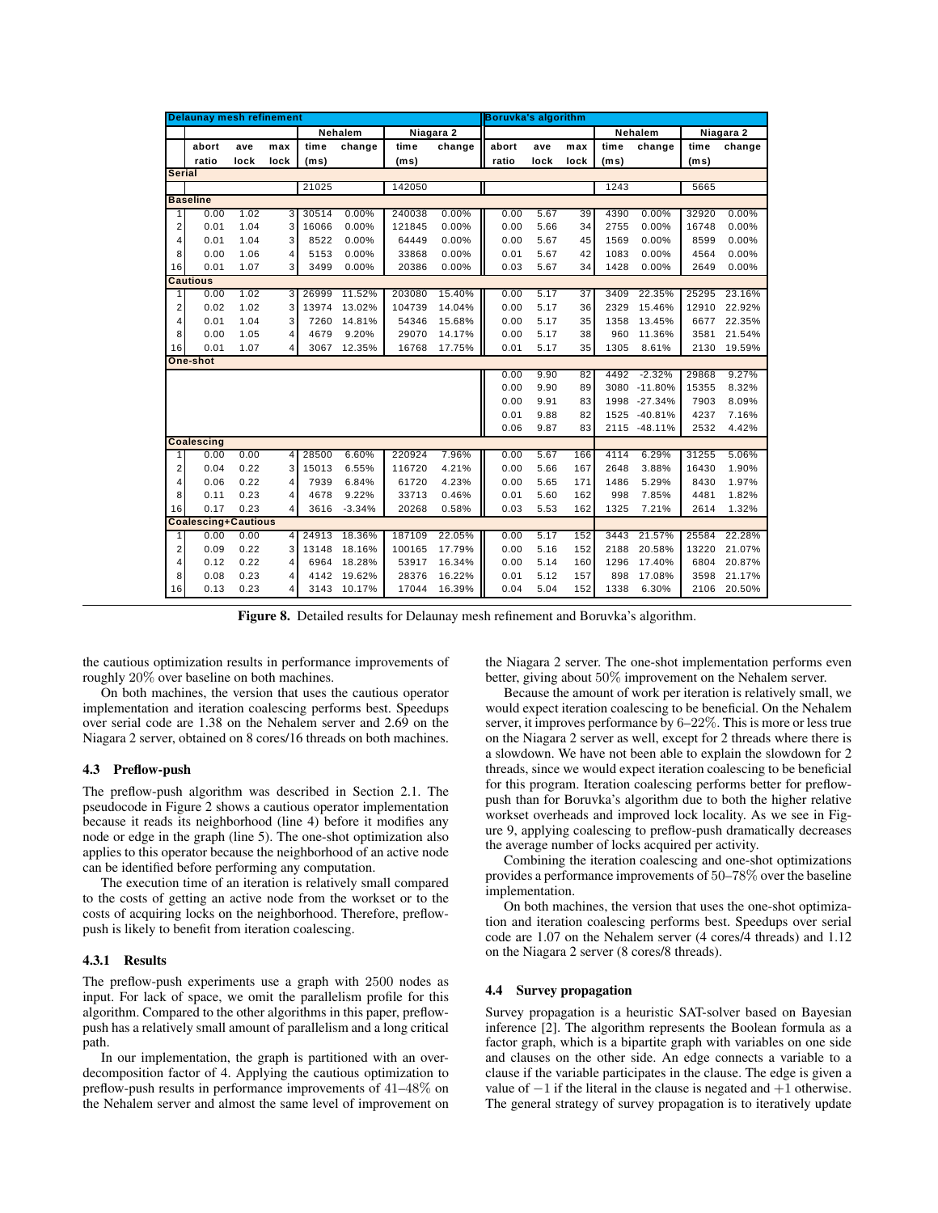| | Delaunay mesh refinement | | | | | | | Boruvka's algorithm | | | | | | |
|---|---|---|---|---|---|---|---|---|---|---|---|---|---|---|
| | | | | Nehalem | | Niagara 2 | | | | | Nehalem | | Niagara 2 | |
| | abort ratio | ave lock | max lock | time (ms) | change | time (ms) | change | abort ratio | ave lock | max lock | time (ms) | change | time (ms) | change |
| **Serial** | | | | | | | | | | | | | | |
| | | | | 21025 | | 142050 | | | | | 1243 | | 5665 | |
| **Baseline** | | | | | | | | | | | | | | |
| 1 | 0.00 | 1.02 | 3 | 30514 | 0.00% | 240038 | 0.00% | 0.00 | 5.67 | 39 | 4390 | 0.00% | 32920 | 0.00% |
| 2 | 0.01 | 1.04 | 3 | 16066 | 0.00% | 121845 | 0.00% | 0.00 | 5.66 | 34 | 2755 | 0.00% | 16748 | 0.00% |
| 4 | 0.01 | 1.04 | 3 | 8522 | 0.00% | 64449 | 0.00% | 0.00 | 5.67 | 45 | 1569 | 0.00% | 8599 | 0.00% |
| 8 | 0.00 | 1.06 | 4 | 5153 | 0.00% | 33868 | 0.00% | 0.01 | 5.67 | 42 | 1083 | 0.00% | 4564 | 0.00% |
| 16 | 0.01 | 1.07 | 3 | 3499 | 0.00% | 20386 | 0.00% | 0.03 | 5.67 | 34 | 1428 | 0.00% | 2649 | 0.00% |
| **Cautious** | | | | | | | | | | | | | | |
| 1 | 0.00 | 1.02 | 3 | 26999 | 11.52% | 203080 | 15.40% | 0.00 | 5.17 | 37 | 3409 | 22.35% | 25295 | 23.16% |
| 2 | 0.02 | 1.02 | 3 | 13974 | 13.02% | 104739 | 14.04% | 0.00 | 5.17 | 36 | 2329 | 15.46% | 12910 | 22.92% |
| 4 | 0.01 | 1.04 | 3 | 7260 | 14.81% | 54346 | 15.68% | 0.00 | 5.17 | 35 | 1358 | 13.45% | 6677 | 22.35% |
| 8 | 0.00 | 1.05 | 4 | 4679 | 9.20% | 29070 | 14.17% | 0.00 | 5.17 | 38 | 960 | 11.36% | 3581 | 21.54% |
| 16 | 0.01 | 1.07 | 4 | 3067 | 12.35% | 16768 | 17.75% | 0.01 | 5.17 | 35 | 1305 | 8.61% | 2130 | 19.59% |
| **One-shot** | | | | | | | | | | | | | | |
| | | | | | | | | 0.00 | 9.90 | 82 | 4492 | -2.32% | 29868 | 9.27% |
| | | | | | | | | 0.00 | 9.90 | 89 | 3080 | -11.80% | 15355 | 8.32% |
| | | | | | | | | 0.00 | 9.91 | 83 | 1998 | -27.34% | 7903 | 8.09% |
| | | | | | | | | 0.01 | 9.88 | 82 | 1525 | -40.81% | 4237 | 7.16% |
| | | | | | | | | 0.06 | 9.87 | 83 | 2115 | -48.11% | 2532 | 4.42% |
| **Coalescing** | | | | | | | | | | | | | | |
| 1 | 0.00 | 0.00 | 4 | 28500 | 6.60% | 220924 | 7.96% | 0.00 | 5.67 | 166 | 4114 | 6.29% | 31255 | 5.06% |
| 2 | 0.04 | 0.22 | 3 | 15013 | 6.55% | 116720 | 4.21% | 0.00 | 5.66 | 167 | 2648 | 3.88% | 16430 | 1.90% |
| 4 | 0.06 | 0.22 | 4 | 7939 | 6.84% | 61720 | 4.23% | 0.00 | 5.65 | 171 | 1486 | 5.29% | 8430 | 1.97% |
| 8 | 0.11 | 0.23 | 4 | 4678 | 9.22% | 33713 | 0.46% | 0.01 | 5.60 | 162 | 998 | 7.85% | 4481 | 1.82% |
| 16 | 0.17 | 0.23 | 4 | 3616 | -3.34% | 20268 | 0.58% | 0.03 | 5.53 | 162 | 1325 | 7.21% | 2614 | 1.32% |
| **Coalescing+Cautious** | | | | | | | | | | | | | | |
| 1 | 0.00 | 0.00 | 4 | 24913 | 18.36% | 187109 | 22.05% | 0.00 | 5.17 | 152 | 3443 | 21.57% | 25584 | 22.28% |
| 2 | 0.09 | 0.22 | 3 | 13148 | 18.16% | 100165 | 17.79% | 0.00 | 5.16 | 152 | 2188 | 20.58% | 13220 | 21.07% |
| 4 | 0.12 | 0.22 | 4 | 6964 | 18.28% | 53917 | 16.34% | 0.00 | 5.14 | 160 | 1296 | 17.40% | 6804 | 20.87% |
| 8 | 0.08 | 0.23 | 4 | 4142 | 19.62% | 28376 | 16.22% | 0.01 | 5.12 | 157 | 898 | 17.08% | 3598 | 21.17% |
| 16 | 0.13 | 0.23 | 4 | 3143 | 10.17% | 17044 | 16.39% | 0.04 | 5.04 | 152 | 1338 | 6.30% | 2106 | 20.50% |

**Figure 8.** Detailed results for Delaunay mesh refinement and Boruvka's algorithm.

the cautious optimization results in performance improvements of roughly 20% over baseline on both machines.

On both machines, the version that uses the cautious operator implementation and iteration coalescing performs best. Speedups over serial code are 1.38 on the Nehalem server and 2.69 on the Niagara 2 server, obtained on 8 cores/16 threads on both machines.

### 4.3 Preflow-push

The preflow-push algorithm was described in Section 2.1. The pseudocode in Figure 2 shows a cautious operator implementation because it reads its neighborhood (line 4) before it modifies any node or edge in the graph (line 5). The one-shot optimization also applies to this operator because the neighborhood of an active node can be identified before performing any computation.

The execution time of an iteration is relatively small compared to the costs of getting an active node from the workset or to the costs of acquiring locks on the neighborhood. Therefore, preflow-push is likely to benefit from iteration coalescing.

#### 4.3.1 Results

The preflow-push experiments use a graph with 2500 nodes as input. For lack of space, we omit the parallelism profile for this algorithm. Compared to the other algorithms in this paper, preflow-push has a relatively small amount of parallelism and a long critical path.

In our implementation, the graph is partitioned with an over-decomposition factor of 4. Applying the cautious optimization to preflow-push results in performance improvements of 41–48% on the Nehalem server and almost the same level of improvement on the Niagara 2 server. The one-shot implementation performs even better, giving about 50% improvement on the Nehalem server.

Because the amount of work per iteration is relatively small, we would expect iteration coalescing to be beneficial. On the Nehalem server, it improves performance by 6–22%. This is more or less true on the Niagara 2 server as well, except for 2 threads where there is a slowdown. We have not been able to explain the slowdown for 2 threads, since we would expect iteration coalescing to be beneficial for this program. Iteration coalescing performs better for preflow-push than for Boruvka's algorithm due to both the higher relative workset overheads and improved lock locality. As we see in Figure 9, applying coalescing to preflow-push dramatically decreases the average number of locks acquired per activity.

Combining the iteration coalescing and one-shot optimizations provides a performance improvements of 50–78% over the baseline implementation.

On both machines, the version that uses the one-shot optimization and iteration coalescing performs best. Speedups over serial code are 1.07 on the Nehalem server (4 cores/4 threads) and 1.12 on the Niagara 2 server (8 cores/8 threads).

### 4.4 Survey propagation

Survey propagation is a heuristic SAT-solver based on Bayesian inference [2]. The algorithm represents the Boolean formula as a factor graph, which is a bipartite graph with variables on one side and clauses on the other side. An edge connects a variable to a clause if the variable participates in the clause. The edge is given a value of $-1$ if the literal in the clause is negated and $+1$ otherwise. The general strategy of survey propagation is to iteratively update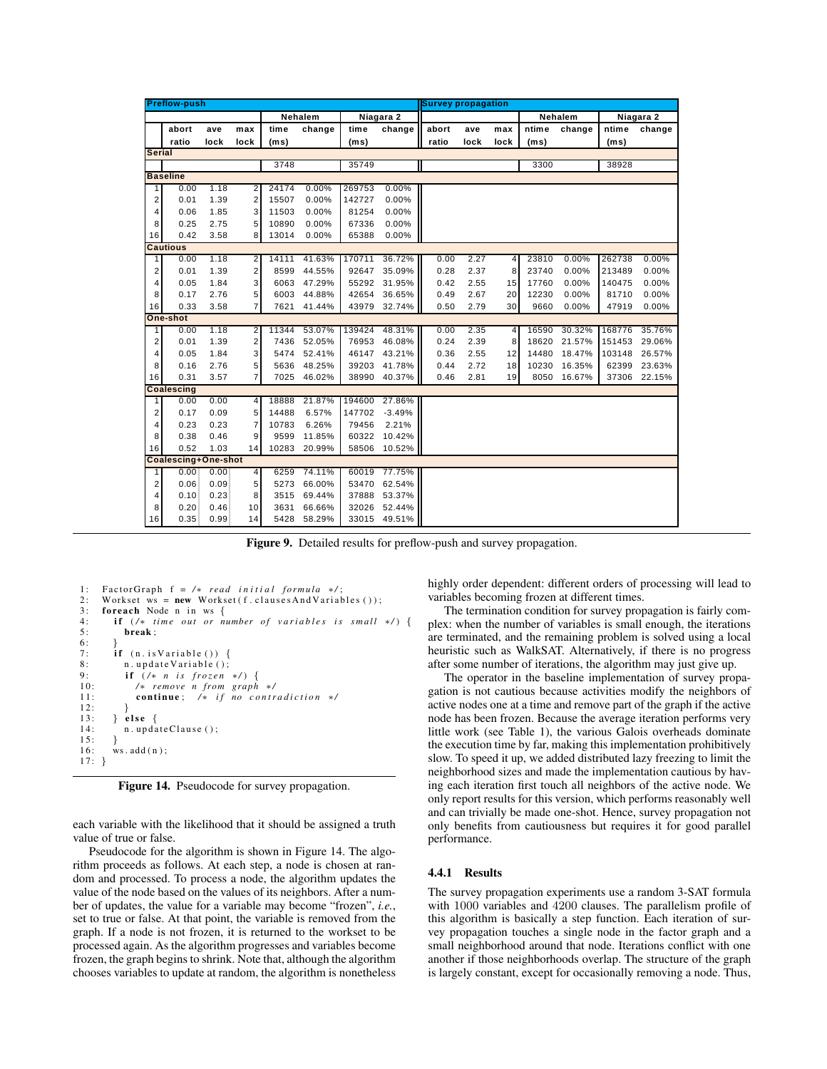| | Preflow-push | | | | | | | Survey propagation | | | | | | |
|---|---|---|---|---|---|---|---|---|---|---|---|---|---|---|
| | | | | Nehalem | | Niagara 2 | | | | | Nehalem | | Niagara 2 | |
| | abort ratio | ave lock | max lock | time (ms) | change | time (ms) | change | abort ratio | ave lock | max lock | ntime (ms) | change | ntime (ms) | change |
| **Serial** | | | | | | | | | | | | | | |
| | | | | 3748 | | 35749 | | | | | 3300 | | 38928 | |
| **Baseline** | | | | | | | | | | | | | | |
| 1 | 0.00 | 1.18 | 2 | 24174 | 0.00% | 269753 | 0.00% | | | | | | | |
| 2 | 0.01 | 1.39 | 2 | 15507 | 0.00% | 142727 | 0.00% | | | | | | | |
| 4 | 0.06 | 1.85 | 3 | 11503 | 0.00% | 81254 | 0.00% | | | | | | | |
| 8 | 0.25 | 2.75 | 5 | 10890 | 0.00% | 67336 | 0.00% | | | | | | | |
| 16 | 0.42 | 3.58 | 8 | 13014 | 0.00% | 65388 | 0.00% | | | | | | | |
| **Cautious** | | | | | | | | | | | | | | |
| 1 | 0.00 | 1.18 | 2 | 14111 | 41.63% | 170711 | 36.72% | 0.00 | 2.27 | 4 | 23810 | 0.00% | 262738 | 0.00% |
| 2 | 0.01 | 1.39 | 2 | 8599 | 44.55% | 92647 | 35.09% | 0.28 | 2.37 | 8 | 23740 | 0.00% | 213489 | 0.00% |
| 4 | 0.05 | 1.84 | 3 | 6063 | 47.29% | 55292 | 31.95% | 0.42 | 2.55 | 15 | 17760 | 0.00% | 140475 | 0.00% |
| 8 | 0.17 | 2.76 | 5 | 6003 | 44.88% | 42654 | 36.65% | 0.49 | 2.67 | 20 | 12230 | 0.00% | 81710 | 0.00% |
| 16 | 0.33 | 3.58 | 7 | 7621 | 41.44% | 43979 | 32.74% | 0.50 | 2.79 | 30 | 9660 | 0.00% | 47919 | 0.00% |
| **One-shot** | | | | | | | | | | | | | | |
| 1 | 0.00 | 1.18 | 2 | 11344 | 53.07% | 139424 | 48.31% | 0.00 | 2.35 | 4 | 16590 | 30.32% | 168776 | 35.76% |
| 2 | 0.01 | 1.39 | 2 | 7436 | 52.05% | 76953 | 46.08% | 0.24 | 2.39 | 8 | 18620 | 21.57% | 151453 | 29.06% |
| 4 | 0.05 | 1.84 | 3 | 5474 | 52.41% | 46147 | 43.21% | 0.36 | 2.55 | 12 | 14480 | 18.47% | 103148 | 26.57% |
| 8 | 0.16 | 2.76 | 5 | 5636 | 48.25% | 39203 | 41.78% | 0.44 | 2.72 | 18 | 10230 | 16.35% | 62399 | 23.63% |
| 16 | 0.31 | 3.57 | 7 | 7025 | 46.02% | 38990 | 40.37% | 0.46 | 2.81 | 19 | 8050 | 16.67% | 37306 | 22.15% |
| **Coalescing** | | | | | | | | | | | | | | |
| 1 | 0.00 | 0.00 | 4 | 18888 | 21.87% | 194600 | 27.86% | | | | | | | |
| 2 | 0.17 | 0.09 | 5 | 14488 | 6.57% | 147702 | -3.49% | | | | | | | |
| 4 | 0.23 | 0.23 | 7 | 10783 | 6.26% | 79456 | 2.21% | | | | | | | |
| 8 | 0.38 | 0.46 | 9 | 9599 | 11.85% | 60322 | 10.42% | | | | | | | |
| 16 | 0.52 | 1.03 | 14 | 10283 | 20.99% | 58506 | 10.52% | | | | | | | |
| **Coalescing+One-shot** | | | | | | | | | | | | | | |
| 1 | 0.00 | 0.00 | 4 | 6259 | 74.11% | 60019 | 77.75% | | | | | | | |
| 2 | 0.06 | 0.09 | 5 | 5273 | 66.00% | 53470 | 62.54% | | | | | | | |
| 4 | 0.10 | 0.23 | 8 | 3515 | 69.44% | 37888 | 53.37% | | | | | | | |
| 8 | 0.20 | 0.46 | 10 | 3631 | 66.66% | 32026 | 52.44% | | | | | | | |
| 16 | 0.35 | 0.99 | 14 | 5428 | 58.29% | 33015 | 49.51% | | | | | | | |

**Figure 9.** Detailed results for preflow-push and survey propagation.

```
1:  FactorGraph f = /* read initial formula */;
2:  Workset ws = new Workset(f.clausesAndVariables());
3:  foreach Node n in ws {
4:    if (/* time out or number of variables is small */) {
5:      break;
6:    }
7:    if (n.isVariable()) {
8:      n.updateVariable();
9:      if (/* n is frozen */) {
10:       /* remove n from graph */
11:       continue; /* if no contradiction */
12:     }
13:   } else {
14:     n.updateClause();
15:   }
16:   ws.add(n);
17: }
```

**Figure 14.** Pseudocode for survey propagation.

each variable with the likelihood that it should be assigned a truth value of true or false.

Pseudocode for the algorithm is shown in Figure 14. The algorithm proceeds as follows. At each step, a node is chosen at random and processed. To process a node, the algorithm updates the value of the node based on the values of its neighbors. After a number of updates, the value for a variable may become "frozen", *i.e.*, set to true or false. At that point, the variable is removed from the graph. If a node is not frozen, it is returned to the workset to be processed again. As the algorithm progresses and variables become frozen, the graph begins to shrink. Note that, although the algorithm chooses variables to update at random, the algorithm is nonetheless highly order dependent: different orders of processing will lead to variables becoming frozen at different times.

The termination condition for survey propagation is fairly complex: when the number of variables is small enough, the iterations are terminated, and the remaining problem is solved using a local heuristic such as WalkSAT. Alternatively, if there is no progress after some number of iterations, the algorithm may just give up.

The operator in the baseline implementation of survey propagation is not cautious because activities modify the neighbors of active nodes one at a time and remove part of the graph if the active node has been frozen. Because the average iteration performs very little work (see Table 1), the various Galois overheads dominate the execution time by far, making this implementation prohibitively slow. To speed it up, we added distributed lazy freezing to limit the neighborhood sizes and made the implementation cautious by having each iteration first touch all neighbors of the active node. We only report results for this version, which performs reasonably well and can trivially be made one-shot. Hence, survey propagation not only benefits from cautiousness but requires it for good parallel performance.

### 4.4.1 Results

The survey propagation experiments use a random 3-SAT formula with 1000 variables and 4200 clauses. The parallelism profile of this algorithm is basically a step function. Each iteration of survey propagation touches a single node in the factor graph and a small neighborhood around that node. Iterations conflict with one another if those neighborhoods overlap. The structure of the graph is largely constant, except for occasionally removing a node. Thus,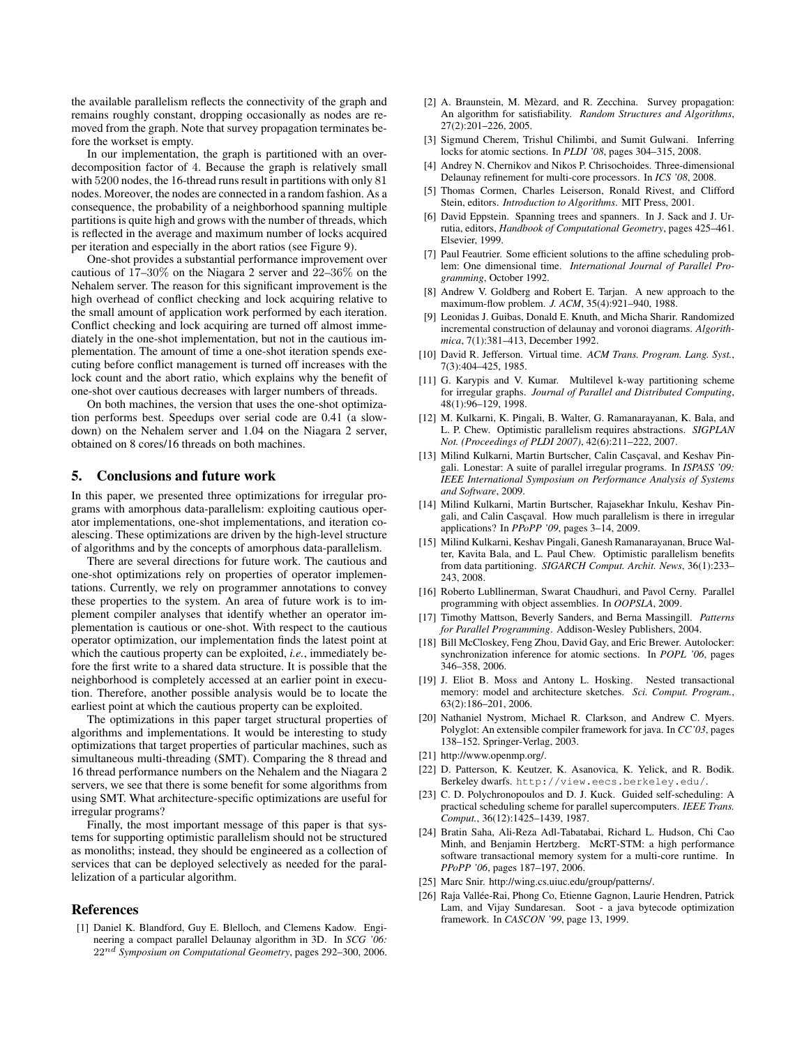the available parallelism reflects the connectivity of the graph and remains roughly constant, dropping occasionally as nodes are removed from the graph. Note that survey propagation terminates before the workset is empty.

In our implementation, the graph is partitioned with an over-decomposition factor of 4. Because the graph is relatively small with 5200 nodes, the 16-thread runs result in partitions with only 81 nodes. Moreover, the nodes are connected in a random fashion. As a consequence, the probability of a neighborhood spanning multiple partitions is quite high and grows with the number of threads, which is reflected in the average and maximum number of locks acquired per iteration and especially in the abort ratios (see Figure 9).

One-shot provides a substantial performance improvement over cautious of 17–30% on the Niagara 2 server and 22–36% on the Nehalem server. The reason for this significant improvement is the high overhead of conflict checking and lock acquiring relative to the small amount of application work performed by each iteration. Conflict checking and lock acquiring are turned off almost immediately in the one-shot implementation, but not in the cautious implementation. The amount of time a one-shot iteration spends executing before conflict management is turned off increases with the lock count and the abort ratio, which explains why the benefit of one-shot over cautious decreases with larger numbers of threads.

On both machines, the version that uses the one-shot optimization performs best. Speedups over serial code are 0.41 (a slowdown) on the Nehalem server and 1.04 on the Niagara 2 server, obtained on 8 cores/16 threads on both machines.

## 5. Conclusions and future work

In this paper, we presented three optimizations for irregular programs with amorphous data-parallelism: exploiting cautious operator implementations, one-shot implementations, and iteration coalescing. These optimizations are driven by the high-level structure of algorithms and by the concepts of amorphous data-parallelism.

There are several directions for future work. The cautious and one-shot optimizations rely on properties of operator implementations. Currently, we rely on programmer annotations to convey these properties to the system. An area of future work is to implement compiler analyses that identify whether an operator implementation is cautious or one-shot. With respect to the cautious operator optimization, our implementation finds the latest point at which the cautious property can be exploited, *i.e.*, immediately before the first write to a shared data structure. It is possible that the neighborhood is completely accessed at an earlier point in execution. Therefore, another possible analysis would be to locate the earliest point at which the cautious property can be exploited.

The optimizations in this paper target structural properties of algorithms and implementations. It would be interesting to study optimizations that target properties of particular machines, such as simultaneous multi-threading (SMT). Comparing the 8 thread and 16 thread performance numbers on the Nehalem and the Niagara 2 servers, we see that there is some benefit for some algorithms from using SMT. What architecture-specific optimizations are useful for irregular programs?

Finally, the most important message of this paper is that systems for supporting optimistic parallelism should not be structured as monoliths; instead, they should be engineered as a collection of services that can be deployed selectively as needed for the parallelization of a particular algorithm.

## References

[1] Daniel K. Blandford, Guy E. Blelloch, and Clemens Kadow. Engineering a compact parallel Delaunay algorithm in 3D. In *SCG '06: $22^{nd}$ Symposium on Computational Geometry*, pages 292–300, 2006.

[2] A. Braunstein, M. Mèzard, and R. Zecchina. Survey propagation: An algorithm for satisfiability. *Random Structures and Algorithms*, 27(2):201–226, 2005.

[3] Sigmund Cherem, Trishul Chilimbi, and Sumit Gulwani. Inferring locks for atomic sections. In *PLDI '08*, pages 304–315, 2008.

[4] Andrey N. Chernikov and Nikos P. Chrisochoides. Three-dimensional Delaunay refinement for multi-core processors. In *ICS '08*, 2008.

[5] Thomas Cormen, Charles Leiserson, Ronald Rivest, and Clifford Stein, editors. *Introduction to Algorithms*. MIT Press, 2001.

[6] David Eppstein. Spanning trees and spanners. In J. Sack and J. Urrutia, editors, *Handbook of Computational Geometry*, pages 425–461. Elsevier, 1999.

[7] Paul Feautrier. Some efficient solutions to the affine scheduling problem: One dimensional time. *International Journal of Parallel Programming*, October 1992.

[8] Andrew V. Goldberg and Robert E. Tarjan. A new approach to the maximum-flow problem. *J. ACM*, 35(4):921–940, 1988.

[9] Leonidas J. Guibas, Donald E. Knuth, and Micha Sharir. Randomized incremental construction of delaunay and voronoi diagrams. *Algorithmica*, 7(1):381–413, December 1992.

[10] David R. Jefferson. Virtual time. *ACM Trans. Program. Lang. Syst.*, 7(3):404–425, 1985.

[11] G. Karypis and V. Kumar. Multilevel k-way partitioning scheme for irregular graphs. *Journal of Parallel and Distributed Computing*, 48(1):96–129, 1998.

[12] M. Kulkarni, K. Pingali, B. Walter, G. Ramanarayanan, K. Bala, and L. P. Chew. Optimistic parallelism requires abstractions. *SIGPLAN Not. (Proceedings of PLDI 2007)*, 42(6):211–222, 2007.

[13] Milind Kulkarni, Martin Burtscher, Calin Cascaval, and Keshav Pingali. Lonestar: A suite of parallel irregular programs. In *ISPASS '09: IEEE International Symposium on Performance Analysis of Systems and Software*, 2009.

[14] Milind Kulkarni, Martin Burtscher, Rajasekhar Inkulu, Keshav Pingali, and Calin Cascaval. How much parallelism is there in irregular applications? In *PPoPP '09*, pages 3–14, 2009.

[15] Milind Kulkarni, Keshav Pingali, Ganesh Ramanarayanan, Bruce Walter, Kavita Bala, and L. Paul Chew. Optimistic parallelism benefits from data partitioning. *SIGARCH Comput. Archit. News*, 36(1):233–243, 2008.

[16] Roberto Lubllinerman, Swarat Chaudhuri, and Pavol Cerny. Parallel programming with object assemblies. In *OOPSLA*, 2009.

[17] Timothy Mattson, Beverly Sanders, and Berna Massingill. *Patterns for Parallel Programming*. Addison-Wesley Publishers, 2004.

[18] Bill McCloskey, Feng Zhou, David Gay, and Eric Brewer. Autolocker: synchronization inference for atomic sections. In *POPL '06*, pages 346–358, 2006.

[19] J. Eliot B. Moss and Antony L. Hosking. Nested transactional memory: model and architecture sketches. *Sci. Comput. Program.*, 63(2):186–201, 2006.

[20] Nathaniel Nystrom, Michael R. Clarkson, and Andrew C. Myers. Polyglot: An extensible compiler framework for java. In *CC'03*, pages 138–152. Springer-Verlag, 2003.

[21] http://www.openmp.org/.

[22] D. Patterson, K. Keutzer, K. Asanovica, K. Yelick, and R. Bodik. Berkeley dwarfs. `http://view.eecs.berkeley.edu/`.

[23] C. D. Polychronopoulos and D. J. Kuck. Guided self-scheduling: A practical scheduling scheme for parallel supercomputers. *IEEE Trans. Comput.*, 36(12):1425–1439, 1987.

[24] Bratin Saha, Ali-Reza Adl-Tabatabai, Richard L. Hudson, Chi Cao Minh, and Benjamin Hertzberg. McRT-STM: a high performance software transactional memory system for a multi-core runtime. In *PPoPP '06*, pages 187–197, 2006.

[25] Marc Snir. http://wing.cs.uiuc.edu/group/patterns/.

[26] Raja Vallée-Rai, Phong Co, Etienne Gagnon, Laurie Hendren, Patrick Lam, and Vijay Sundaresan. Soot - a java bytecode optimization framework. In *CASCON '99*, page 13, 1999.